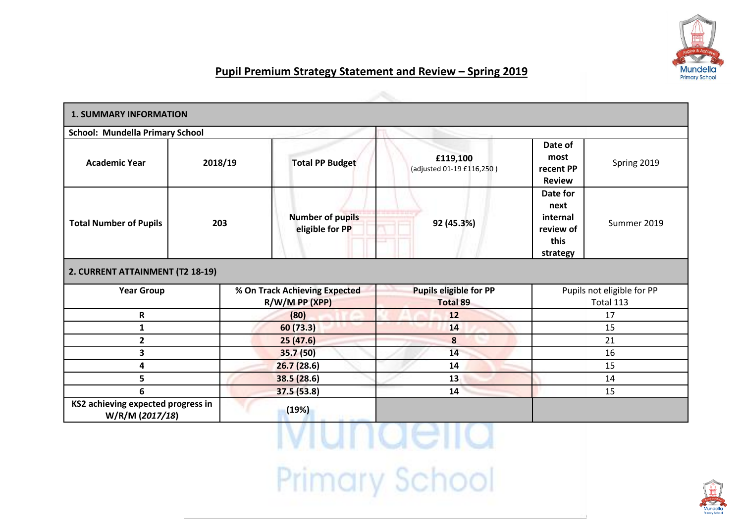# Pupil Premium Strategy Statement and Review – Spring 2019

| 1. SUMMARY INFORMATION | | | | | |
|---|---|---|---|---|---|
| **School: Mundella Primary School** | | | | | |
| **Academic Year** | **2018/19** | **Total PP Budget** | **£119,100** (adjusted 01-19 £116,250 ) | **Date of most recent PP Review** | Spring 2019 |
| **Total Number of Pupils** | **203** | **Number of pupils eligible for PP** | **92 (45.3%)** | **Date for next internal review of this strategy** | Summer 2019 |

| 2. CURRENT ATTAINMENT (T2 18-19) | | | |
|---|---|---|---|
| **Year Group** | **% On Track Achieving Expected R/W/M PP (XPP)** | **Pupils eligible for PP Total 89** | Pupils not eligible for PP Total 113 |
| **R** | **(80)** | **12** | 17 |
| **1** | **60 (73.3)** | **14** | 15 |
| **2** | **25 (47.6)** | **8** | 21 |
| **3** | **35.7 (50)** | **14** | 16 |
| **4** | **26.7 (28.6)** | **14** | 15 |
| **5** | **38.5 (28.6)** | **13** | 14 |
| **6** | **37.5 (53.8)** | **14** | 15 |
| **KS2 achieving expected progress in W/R/M (*2017/18*)** | **(19%)** | | |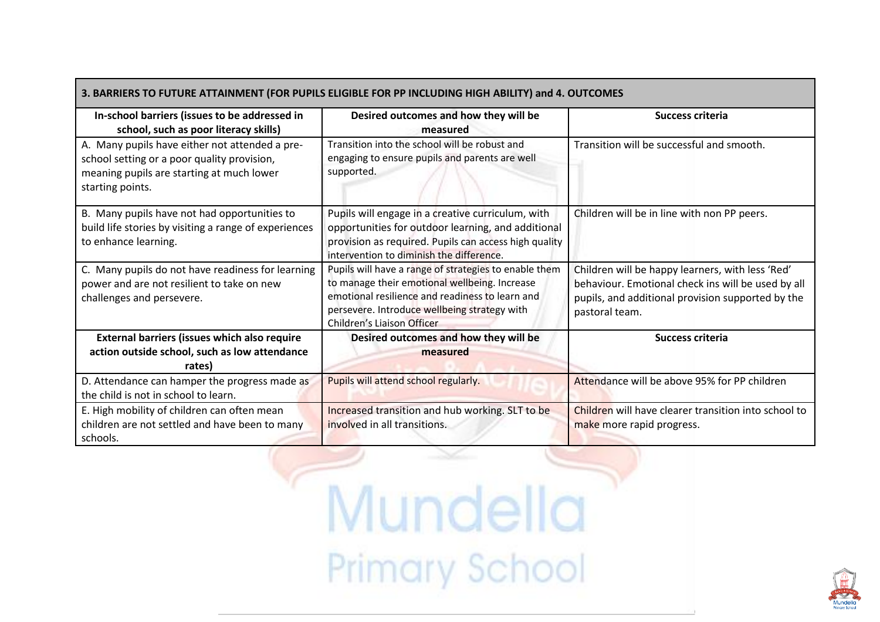| 3. BARRIERS TO FUTURE ATTAINMENT (FOR PUPILS ELIGIBLE FOR PP INCLUDING HIGH ABILITY) and 4. OUTCOMES | | |
|---|---|---|
| **In-school barriers (issues to be addressed in school, such as poor literacy skills)** | **Desired outcomes and how they will be measured** | **Success criteria** |
| A. Many pupils have either not attended a pre-school setting or a poor quality provision, meaning pupils are starting at much lower starting points. | Transition into the school will be robust and engaging to ensure pupils and parents are well supported. | Transition will be successful and smooth. |
| B. Many pupils have not had opportunities to build life stories by visiting a range of experiences to enhance learning. | Pupils will engage in a creative curriculum, with opportunities for outdoor learning, and additional provision as required. Pupils can access high quality intervention to diminish the difference. | Children will be in line with non PP peers. |
| C. Many pupils do not have readiness for learning power and are not resilient to take on new challenges and persevere. | Pupils will have a range of strategies to enable them to manage their emotional wellbeing. Increase emotional resilience and readiness to learn and persevere. Introduce wellbeing strategy with Children's Liaison Officer | Children will be happy learners, with less 'Red' behaviour. Emotional check ins will be used by all pupils, and additional provision supported by the pastoral team. |
| **External barriers (issues which also require action outside school, such as low attendance rates)** | **Desired outcomes and how they will be measured** | **Success criteria** |
| D. Attendance can hamper the progress made as the child is not in school to learn. | Pupils will attend school regularly. | Attendance will be above 95% for PP children |
| E. High mobility of children can often mean children are not settled and have been to many schools. | Increased transition and hub working. SLT to be involved in all transitions. | Children will have clearer transition into school to make more rapid progress. |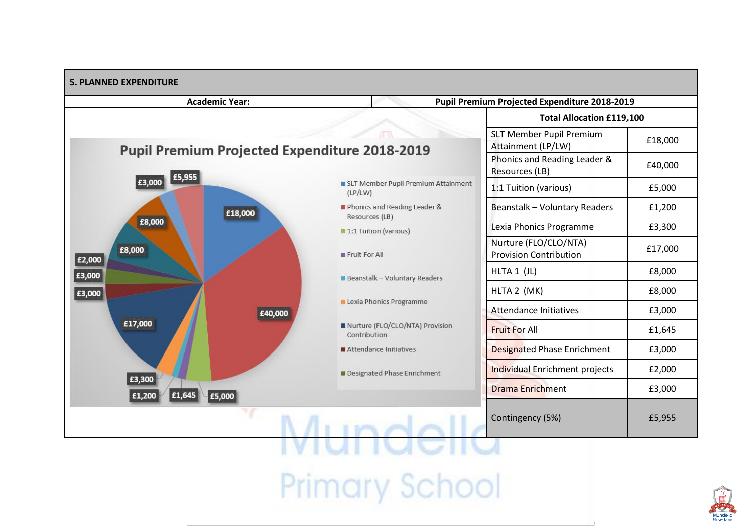## 5. PLANNED EXPENDITURE

| Academic Year: | Pupil Premium Projected Expenditure 2018-2019 |
|---|---|

**Total Allocation £119,100**

| Item | Amount |
|---|---|
| SLT Member Pupil Premium Attainment (LP/LW) | £18,000 |
| Phonics and Reading Leader & Resources (LB) | £40,000 |
| 1:1 Tuition (various) | £5,000 |
| Beanstalk – Voluntary Readers | £1,200 |
| Lexia Phonics Programme | £3,300 |
| Nurture (FLO/CLO/NTA) Provision Contribution | £17,000 |
| HLTA 1 (JL) | £8,000 |
| HLTA 2 (MK) | £8,000 |
| Attendance Initiatives | £3,000 |
| Fruit For All | £1,645 |
| Designated Phase Enrichment | £3,000 |
| Individual Enrichment projects | £2,000 |
| Drama Enrichment | £3,000 |
| Contingency (5%) | £5,955 |

**Pupil Premium Projected Expenditure 2018-2019**

Chart values: £18,000; £40,000; £5,000; £1,645; £1,200; £3,300; £17,000; £3,000; £3,000; £2,000; £8,000; £8,000; £3,000; £5,955

Legend: SLT Member Pupil Premium Attainment (LP/LW); Phonics and Reading Leader & Resources (LB); 1:1 Tuition (various); Fruit For All; Beanstalk – Voluntary Readers; Lexia Phonics Programme; Nurture (FLO/CLO/NTA) Provision Contribution; Attendance Initiatives; Designated Phase Enrichment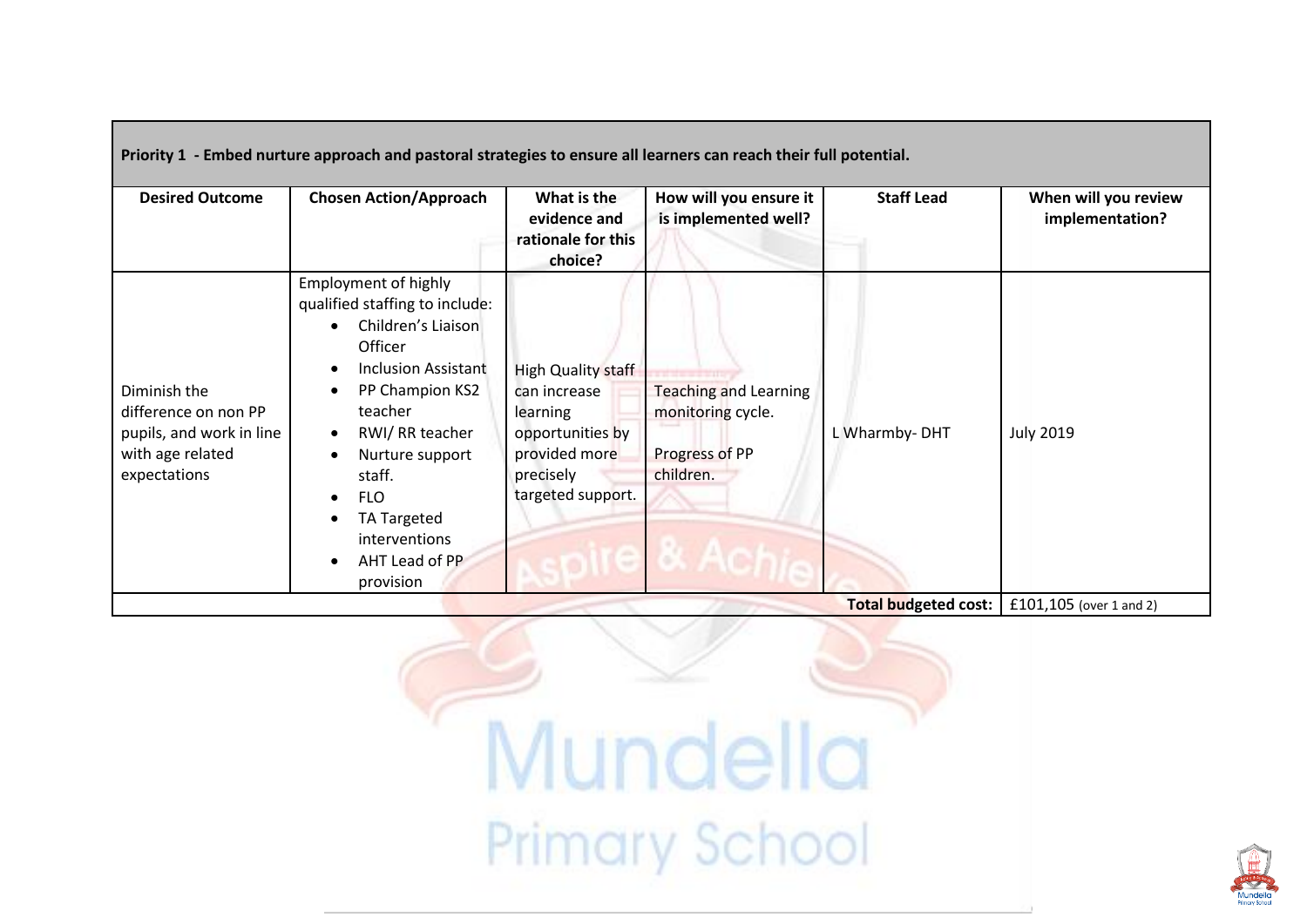| Priority 1 - Embed nurture approach and pastoral strategies to ensure all learners can reach their full potential. | | | | | |
|---|---|---|---|---|---|
| **Desired Outcome** | **Chosen Action/Approach** | **What is the evidence and rationale for this choice?** | **How will you ensure it is implemented well?** | **Staff Lead** | **When will you review implementation?** |
| Diminish the difference on non PP pupils, and work in line with age related expectations | Employment of highly qualified staffing to include:<br>• Children's Liaison Officer<br>• Inclusion Assistant<br>• PP Champion KS2 teacher<br>• RWI/ RR teacher<br>• Nurture support staff.<br>• FLO<br>• TA Targeted interventions<br>• AHT Lead of PP provision | High Quality staff can increase learning opportunities by provided more precisely targeted support. | Teaching and Learning monitoring cycle.<br><br>Progress of PP children. | L Wharmby- DHT | July 2019 |
| | | | | **Total budgeted cost:** | £101,105 (over 1 and 2) |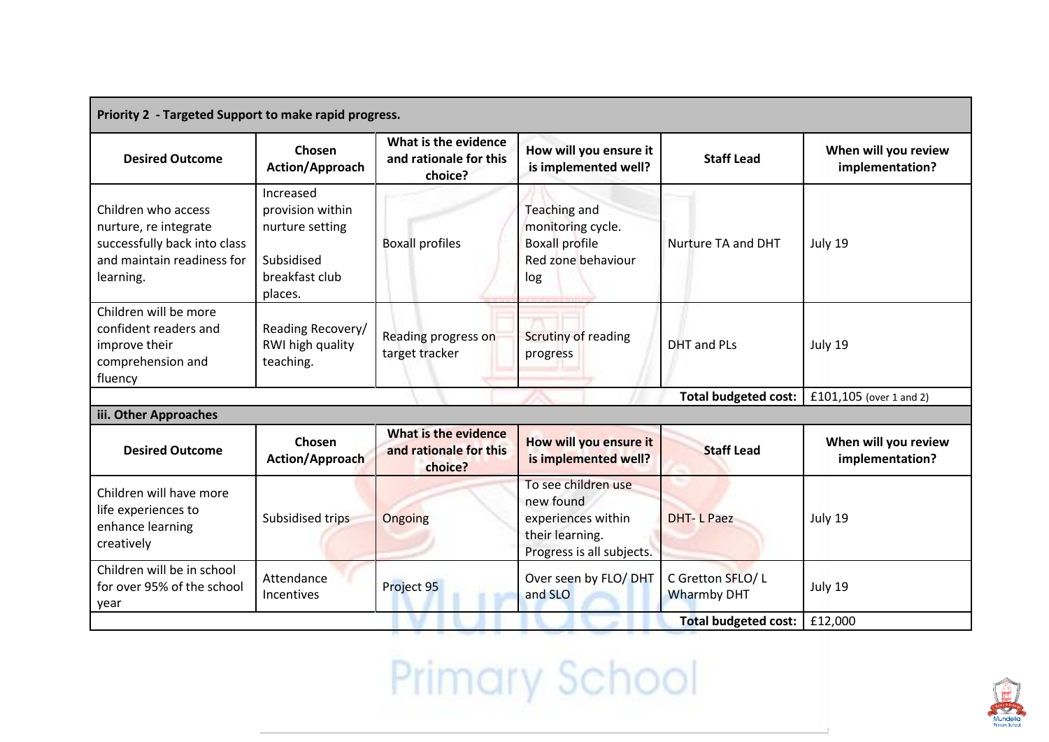| Priority 2 - Targeted Support to make rapid progress. | | | | | |
|---|---|---|---|---|---|
| **Desired Outcome** | **Chosen Action/Approach** | **What is the evidence and rationale for this choice?** | **How will you ensure it is implemented well?** | **Staff Lead** | **When will you review implementation?** |
| Children who access nurture, re integrate successfully back into class and maintain readiness for learning. | Increased provision within nurture setting<br><br>Subsidised breakfast club places. | Boxall profiles | Teaching and monitoring cycle. Boxall profile Red zone behaviour log | Nurture TA and DHT | July 19 |
| Children will be more confident readers and improve their comprehension and fluency | Reading Recovery/ RWI high quality teaching. | Reading progress on target tracker | Scrutiny of reading progress | DHT and PLs | July 19 |
| | | | | **Total budgeted cost:** | £101,105 (over 1 and 2) |

**iii. Other Approaches**

| Desired Outcome | Chosen Action/Approach | What is the evidence and rationale for this choice? | How will you ensure it is implemented well? | Staff Lead | When will you review implementation? |
|---|---|---|---|---|---|
| Children will have more life experiences to enhance learning creatively | Subsidised trips | Ongoing | To see children use new found experiences within their learning. Progress is all subjects. | DHT- L Paez | July 19 |
| Children will be in school for over 95% of the school year | Attendance Incentives | Project 95 | Over seen by FLO/ DHT and SLO | C Gretton SFLO/ L Wharmby DHT | July 19 |
| | | | | **Total budgeted cost:** | £12,000 |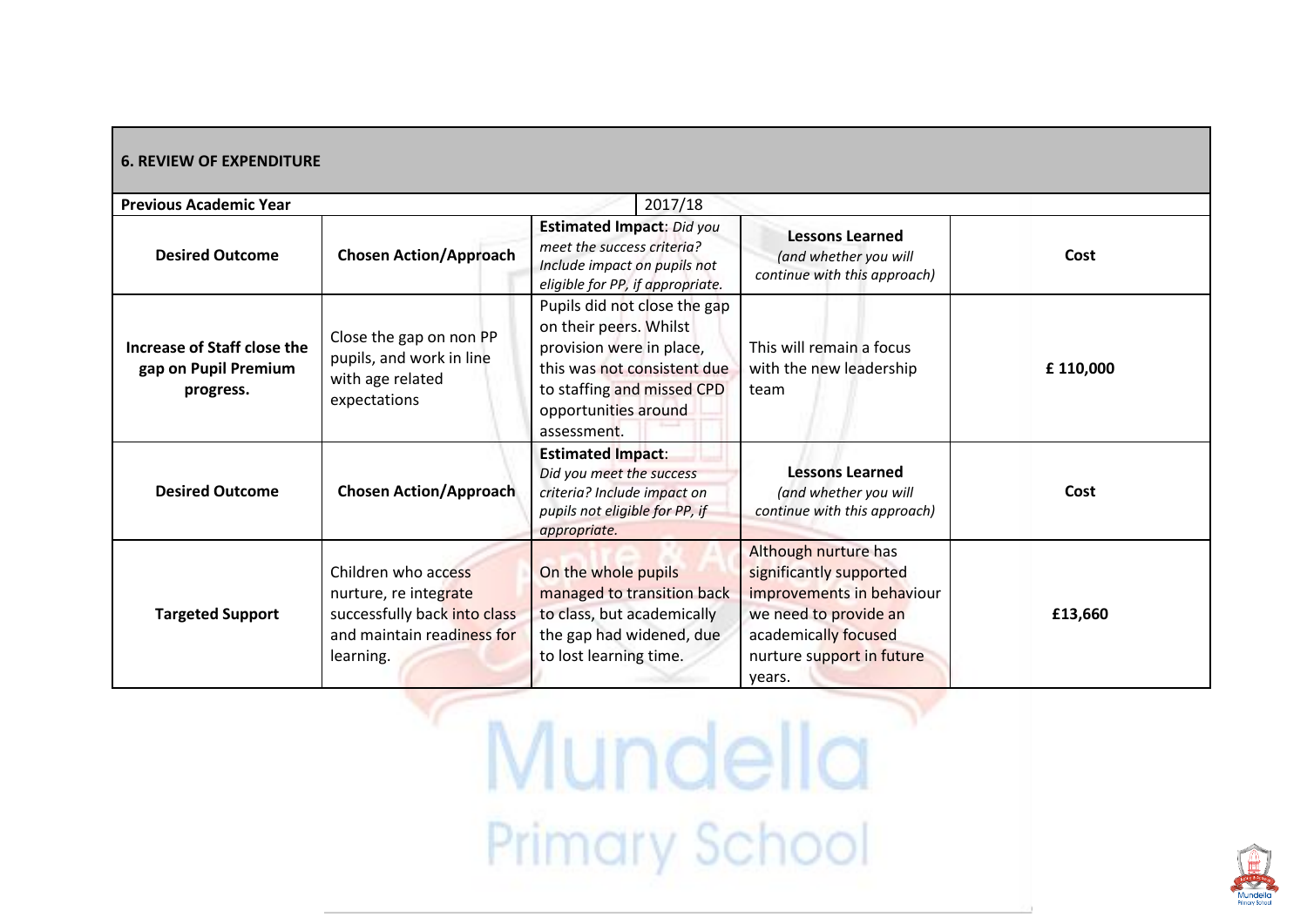| 6. REVIEW OF EXPENDITURE | | | | |
|---|---|---|---|---|
| **Previous Academic Year** | | 2017/18 | | |
| **Desired Outcome** | **Chosen Action/Approach** | **Estimated Impact**: *Did you meet the success criteria? Include impact on pupils not eligible for PP, if appropriate.* | **Lessons Learned** *(and whether you will continue with this approach)* | **Cost** |
| **Increase of Staff close the gap on Pupil Premium progress.** | Close the gap on non PP pupils, and work in line with age related expectations | Pupils did not close the gap on their peers. Whilst provision were in place, this was not consistent due to staffing and missed CPD opportunities around assessment. | This will remain a focus with the new leadership team | **£ 110,000** |
| **Desired Outcome** | **Chosen Action/Approach** | **Estimated Impact**: *Did you meet the success criteria? Include impact on pupils not eligible for PP, if appropriate.* | **Lessons Learned** *(and whether you will continue with this approach)* | **Cost** |
| **Targeted Support** | Children who access nurture, re integrate successfully back into class and maintain readiness for learning. | On the whole pupils managed to transition back to class, but academically the gap had widened, due to lost learning time. | Although nurture has significantly supported improvements in behaviour we need to provide an academically focused nurture support in future years. | **£13,660** |